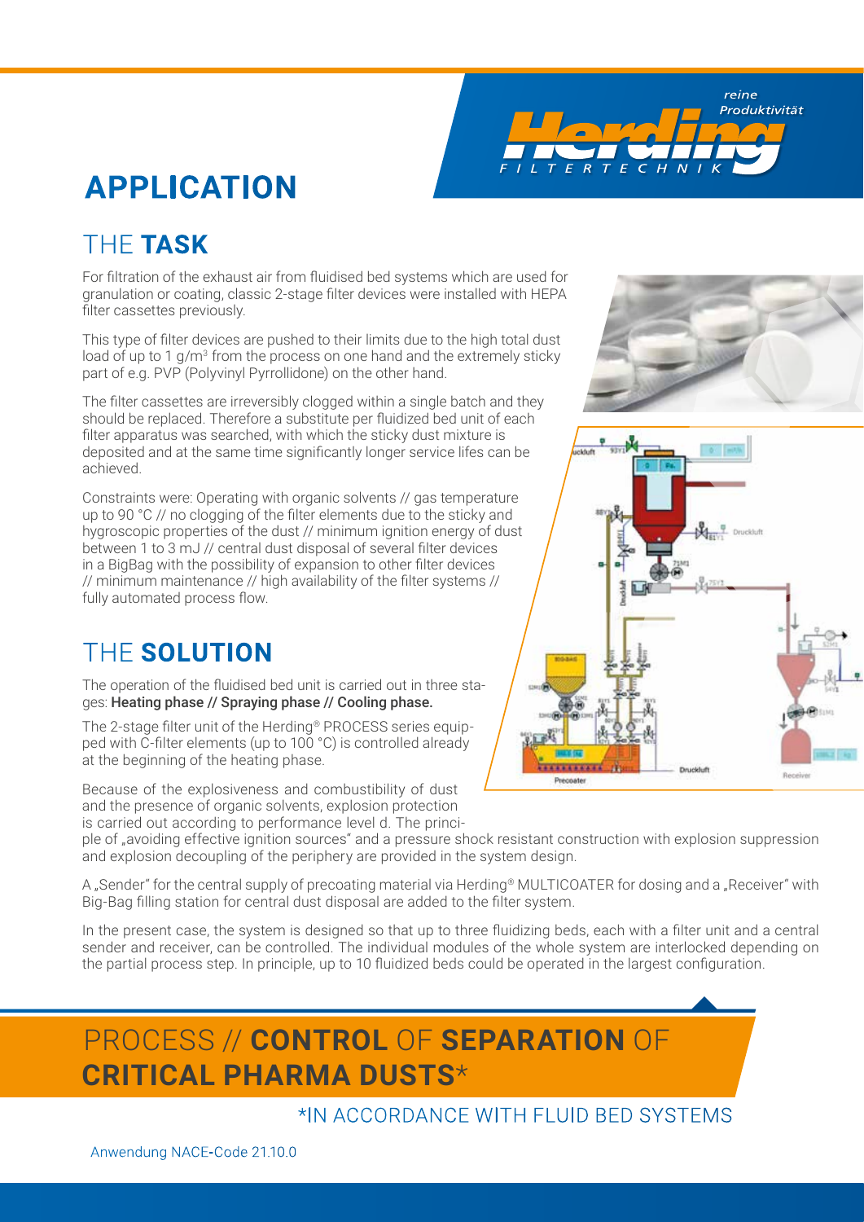# APPLICATION

## THE **TASK**

For filtration of the exhaust air from fluidised bed systems which are used for granulation or coating, classic 2-stage filter devices were installed with HEPA filter cassettes previously.

This type of filter devices are pushed to their limits due to the high total dust load of up to 1 g/m³ from the process on one hand and the extremely sticky part of e.g. PVP (Polyvinyl Pyrrollidone) on the other hand.

The filter cassettes are irreversibly clogged within a single batch and they should be replaced. Therefore a substitute per fluidized bed unit of each filter apparatus was searched, with which the sticky dust mixture is deposited and at the same time significantly longer service lifes can be achieved.

Constraints were: Operating with organic solvents // gas temperature up to 90 °C // no clogging of the filter elements due to the sticky and hygroscopic properties of the dust // minimum ignition energy of dust between 1 to 3 mJ // central dust disposal of several filter devices in a BigBag with the possibility of expansion to other filter devices // minimum maintenance // high availability of the filter systems // fully automated process flow.

## THE **SOLUTION**

The operation of the fluidised bed unit is carried out in three stages: **Heating phase // Spraying phase // Cooling phase.**

The 2-stage filter unit of the Herding® PROCESS series equipped with C-filter elements (up to 100 °C) is controlled already at the beginning of the heating phase.

Because of the explosiveness and combustibility of dust and the presence of organic solvents, explosion protection is carried out according to performance level d. The principle of „avoiding effective ignition sources" and a pressure shock resistant construction with explosion suppression and explosion decoupling of the periphery are provided in the system design.

A „Sender" for the central supply of precoating material via Herding® MULTICOATER for dosing and a „Receiver" with Big-Bag filling station for central dust disposal are added to the filter system.

In the present case, the system is designed so that up to three fluidizing beds, each with a filter unit and a central sender and receiver, can be controlled. The individual modules of the whole system are interlocked depending on the partial process step. In principle, up to 10 fluidized beds could be operated in the largest configuration.

# PROCESS // **CONTROL** OF **SEPARATION** OF **CRITICAL PHARMA DUSTS***

*IN ACCORDANCE WITH FLUID BED SYSTEMS

Anwendung NACE-Code 21.10.0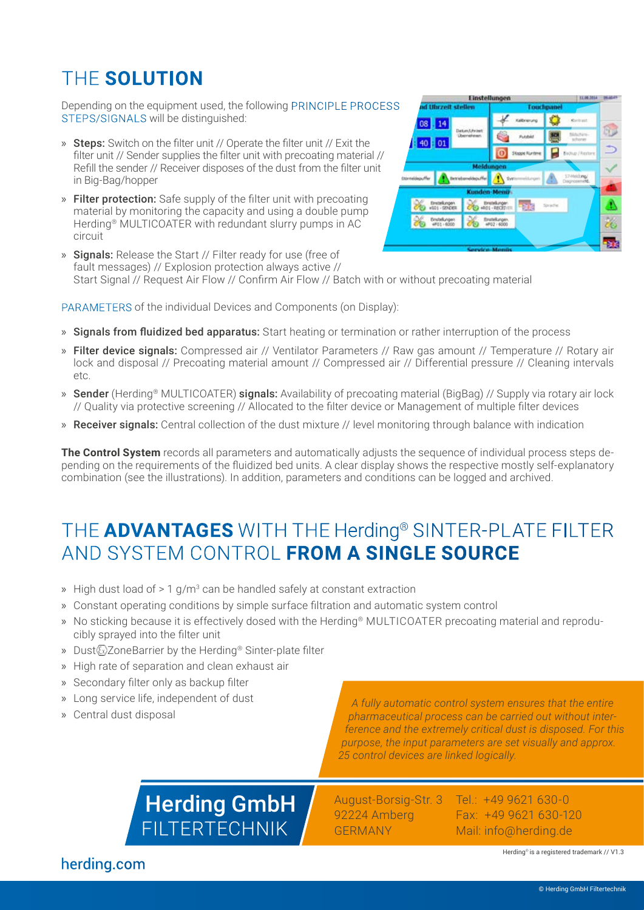# THE **SOLUTION**

Depending on the equipment used, the following PRINCIPLE PROCESS STEPS/SIGNALS will be distinguished:

- **Steps:** Switch on the filter unit // Operate the filter unit // Exit the filter unit // Sender supplies the filter unit with precoating material // Refill the sender // Receiver disposes of the dust from the filter unit in Big-Bag/hopper
- **Filter protection:** Safe supply of the filter unit with precoating material by monitoring the capacity and using a double pump Herding® MULTICOATER with redundant slurry pumps in AC circuit
- **Signals:** Release the Start // Filter ready for use (free of fault messages) // Explosion protection always active // Start Signal // Request Air Flow // Confirm Air Flow // Batch with or without precoating material

PARAMETERS of the individual Devices and Components (on Display):

- **Signals from fluidized bed apparatus:** Start heating or termination or rather interruption of the process
- **Filter device signals:** Compressed air // Ventilator Parameters // Raw gas amount // Temperature // Rotary air lock and disposal // Precoating material amount // Compressed air // Differential pressure // Cleaning intervals etc.
- **Sender** (Herding® MULTICOATER) **signals:** Availability of precoating material (BigBag) // Supply via rotary air lock // Quality via protective screening // Allocated to the filter device or Management of multiple filter devices
- **Receiver signals:** Central collection of the dust mixture // level monitoring through balance with indication

**The Control System** records all parameters and automatically adjusts the sequence of individual process steps depending on the requirements of the fluidized bed units. A clear display shows the respective mostly self-explanatory combination (see the illustrations). In addition, parameters and conditions can be logged and archived.

# THE **ADVANTAGES** WITH THE Herding® SINTER-PLATE FILTER AND SYSTEM CONTROL **FROM A SINGLE SOURCE**

- High dust load of > 1 g/m³ can be handled safely at constant extraction
- Constant operating conditions by simple surface filtration and automatic system control
- No sticking because it is effectively dosed with the Herding® MULTICOATER precoating material and reproducibly sprayed into the filter unit
- Dust Ex ZoneBarrier by the Herding® Sinter-plate filter
- High rate of separation and clean exhaust air
- Secondary filter only as backup filter
- Long service life, independent of dust
- Central dust disposal

*A fully automatic control system ensures that the entire pharmaceutical process can be carried out without interference and the extremely critical dust is disposed. For this purpose, the input parameters are set visually and approx. 25 control devices are linked logically.*

**Herding GmbH**
FILTERTECHNIK

August-Borsig-Str. 3
92224 Amberg
GERMANY

Tel.: +49 9621 630-0
Fax: +49 9621 630-120
Mail: info@herding.de

Herding® is a registered trademark // V1.3

herding.com

© Herding GmbH Filtertechnik